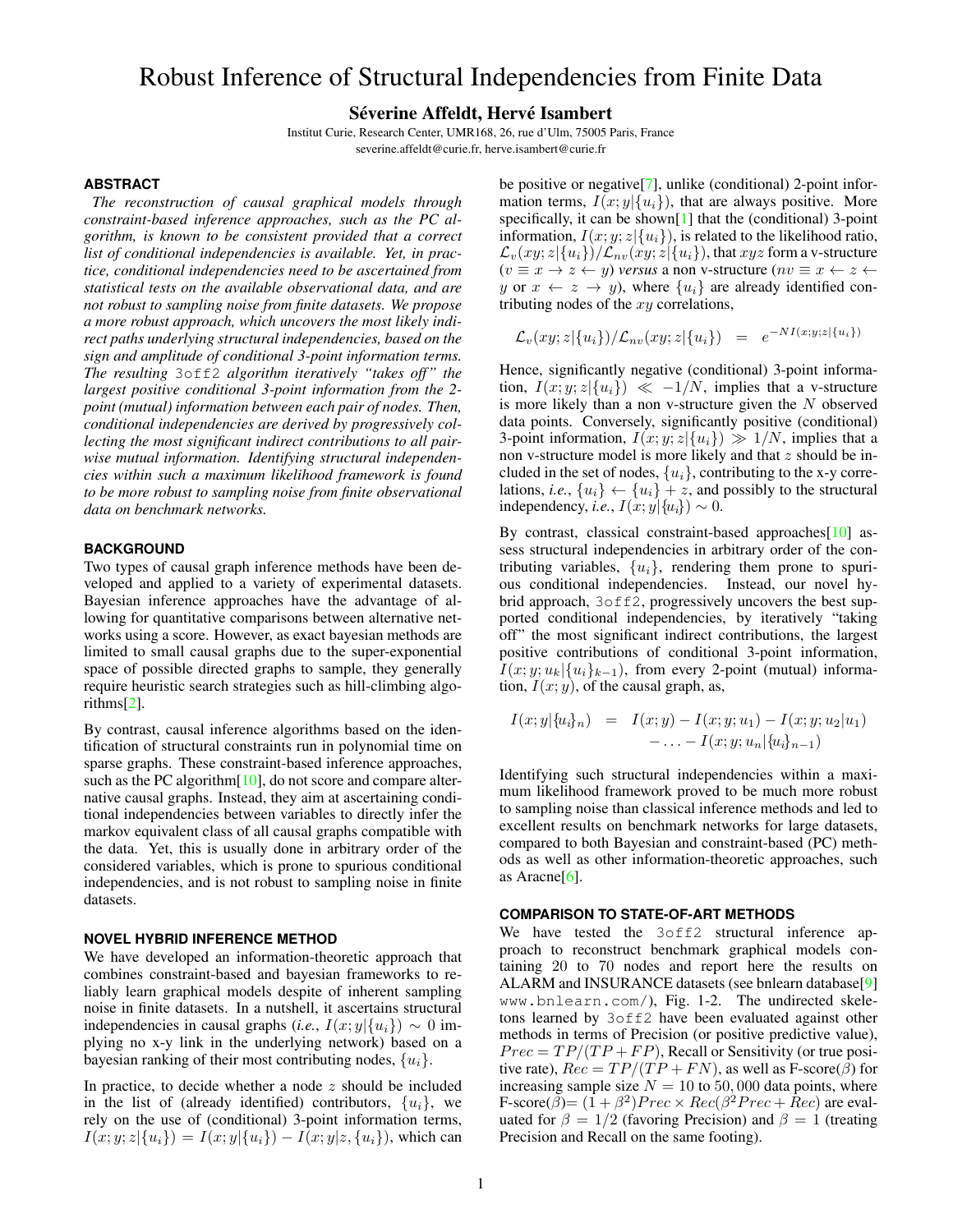# Robust Inference of Structural Independencies from Finite Data

**Séverine Affeldt, Hervé Isambert**

Institut Curie, Research Center, UMR168, 26, rue d'Ulm, 75005 Paris, France
severine.affeldt@curie.fr, herve.isambert@curie.fr

## ABSTRACT

*The reconstruction of causal graphical models through constraint-based inference approaches, such as the PC algorithm, is known to be consistent provided that a correct list of conditional independencies is available. Yet, in practice, conditional independencies need to be ascertained from statistical tests on the available observational data, and are not robust to sampling noise from finite datasets. We propose a more robust approach, which uncovers the most likely indirect paths underlying structural independencies, based on the sign and amplitude of conditional 3-point information terms. The resulting* `3off2` *algorithm iteratively "takes off" the largest positive conditional 3-point information from the 2-point (mutual) information between each pair of nodes. Then, conditional independencies are derived by progressively collecting the most significant indirect contributions to all pairwise mutual information. Identifying structural independencies within such a maximum likelihood framework is found to be more robust to sampling noise from finite observational data on benchmark networks.*

## BACKGROUND

Two types of causal graph inference methods have been developed and applied to a variety of experimental datasets. Bayesian inference approaches have the advantage of allowing for quantitative comparisons between alternative networks using a score. However, as exact bayesian methods are limited to small causal graphs due to the super-exponential space of possible directed graphs to sample, they generally require heuristic search strategies such as hill-climbing algorithms[2].

By contrast, causal inference algorithms based on the identification of structural constraints run in polynomial time on sparse graphs. These constraint-based inference approaches, such as the PC algorithm[10], do not score and compare alternative causal graphs. Instead, they aim at ascertaining conditional independencies between variables to directly infer the markov equivalent class of all causal graphs compatible with the data. Yet, this is usually done in arbitrary order of the considered variables, which is prone to spurious conditional independencies, and is not robust to sampling noise in finite datasets.

## NOVEL HYBRID INFERENCE METHOD

We have developed an information-theoretic approach that combines constraint-based and bayesian frameworks to reliably learn graphical models despite of inherent sampling noise in finite datasets. In a nutshell, it ascertains structural independencies in causal graphs (*i.e.*, $I(x;y|\{u_i\}) \sim 0$ implying no x-y link in the underlying network) based on a bayesian ranking of their most contributing nodes, $\{u_i\}$.

In practice, to decide whether a node $z$ should be included in the list of (already identified) contributors, $\{u_i\}$, we rely on the use of (conditional) 3-point information terms, $I(x;y;z|\{u_i\}) = I(x;y|\{u_i\}) - I(x;y|z,\{u_i\})$, which can be positive or negative[7], unlike (conditional) 2-point information terms, $I(x;y|\{u_i\})$, that are always positive. More specifically, it can be shown[1] that the (conditional) 3-point information, $I(x;y;z|\{u_i\})$, is related to the likelihood ratio, $\mathcal{L}_v(xy;z|\{u_i\})/\mathcal{L}_{nv}(xy;z|\{u_i\})$, that $xyz$ form a v-structure ($v \equiv x \rightarrow z \leftarrow y$) *versus* a non v-structure ($nv \equiv x \leftarrow z \leftarrow y$ or $x \leftarrow z \rightarrow y$), where $\{u_i\}$ are already identified contributing nodes of the $xy$ correlations,

$$\mathcal{L}_v(xy;z|\{u_i\})/\mathcal{L}_{nv}(xy;z|\{u_i\}) \quad = \quad e^{-NI(x;y;z|\{u_i\})}$$

Hence, significantly negative (conditional) 3-point information, $I(x;y;z|\{u_i\}) \ll -1/N$, implies that a v-structure is more likely than a non v-structure given the $N$ observed data points. Conversely, significantly positive (conditional) 3-point information, $I(x;y;z|\{u_i\}) \gg 1/N$, implies that a non v-structure model is more likely and that $z$ should be included in the set of nodes, $\{u_i\}$, contributing to the x-y correlations, *i.e.*, $\{u_i\} \leftarrow \{u_i\} + z$, and possibly to the structural independency, *i.e.*, $I(x;y|\{u_i\}) \sim 0$.

By contrast, classical constraint-based approaches[10] assess structural independencies in arbitrary order of the contributing variables, $\{u_i\}$, rendering them prone to spurious conditional independencies. Instead, our novel hybrid approach, `3off2`, progressively uncovers the best supported conditional independencies, by iteratively "taking off" the most significant indirect contributions, the largest positive contributions of conditional 3-point information, $I(x;y;u_k|\{u_i\}_{k-1})$, from every 2-point (mutual) information, $I(x;y)$, of the causal graph, as,

$$\begin{aligned} I(x;y|\{u_i\}_n) \quad = \quad & I(x;y) - I(x;y;u_1) - I(x;y;u_2|u_1) \\ & - \ldots - I(x;y;u_n|\{u_i\}_{n-1}) \end{aligned}$$

Identifying such structural independencies within a maximum likelihood framework proved to be much more robust to sampling noise than classical inference methods and led to excellent results on benchmark networks for large datasets, compared to both Bayesian and constraint-based (PC) methods as well as other information-theoretic approaches, such as Aracne[6].

## COMPARISON TO STATE-OF-ART METHODS

We have tested the `3off2` structural inference approach to reconstruct benchmark graphical models containing 20 to 70 nodes and report here the results on ALARM and INSURANCE datasets (see bnlearn database[9] `www.bnlearn.com/`), Fig. 1-2. The undirected skeletons learned by `3off2` have been evaluated against other methods in terms of Precision (or positive predictive value), $Prec = TP/(TP+FP)$, Recall or Sensitivity (or true positive rate), $Rec = TP/(TP+FN)$, as well as F-score($\beta$) for increasing sample size $N = 10$ to $50,000$ data points, where F-score($\beta$)= $(1+\beta^2)Prec \times Rec(\beta^2 Prec + Rec)$ are evaluated for $\beta = 1/2$ (favoring Precision) and $\beta = 1$ (treating Precision and Recall on the same footing).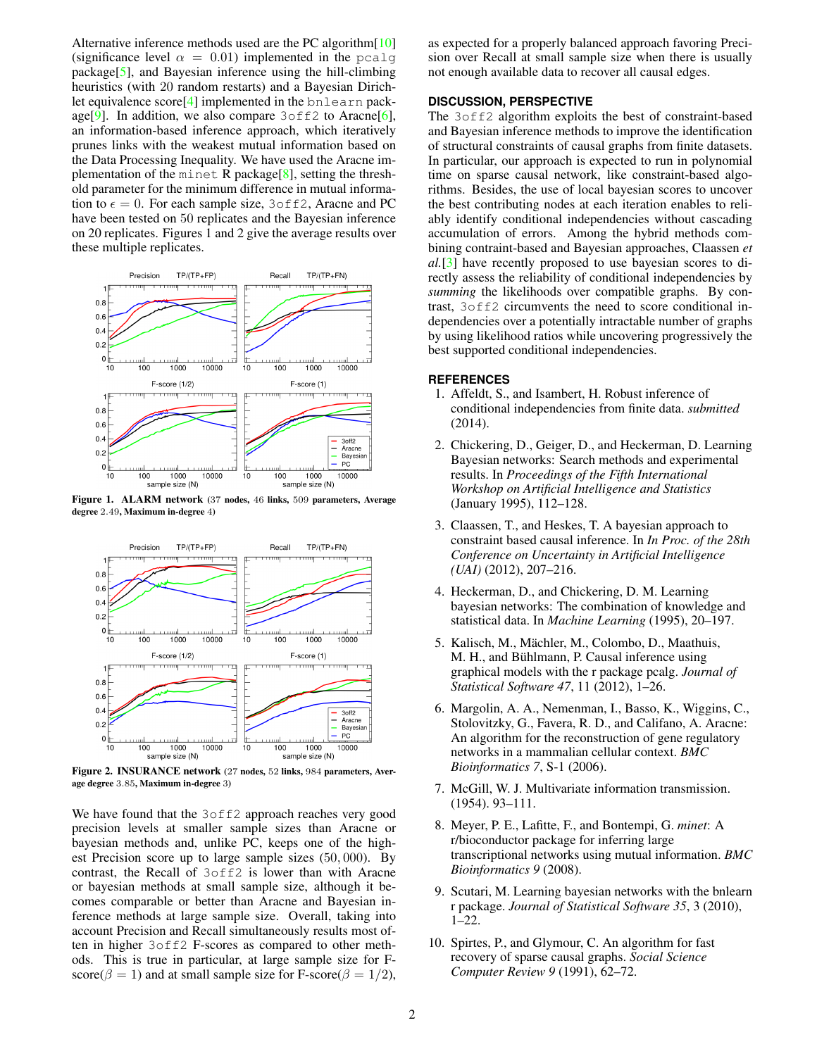Alternative inference methods used are the PC algorithm[10] (significance level $\alpha = 0.01$) implemented in the pcalg package[5], and Bayesian inference using the hill-climbing heuristics (with 20 random restarts) and a Bayesian Dirichlet equivalence score[4] implemented in the bnlearn package[9]. In addition, we also compare 3off2 to Aracne[6], an information-based inference approach, which iteratively prunes links with the weakest mutual information based on the Data Processing Inequality. We have used the Aracne implementation of the minet R package[8], setting the threshold parameter for the minimum difference in mutual information to $\epsilon = 0$. For each sample size, 3off2, Aracne and PC have been tested on 50 replicates and the Bayesian inference on 20 replicates. Figures 1 and 2 give the average results over these multiple replicates.

Precision TP/(TP+FP)
Recall TP/(TP+FN)
F-score (1/2)
F-score (1)
3off2
Aracne
Bayesian
PC
sample size (N)

**Figure 1. ALARM network** (37 **nodes,** 46 **links,** 509 **parameters, Average degree** 2.49**, Maximum in-degree** 4)

Precision TP/(TP+FP)
Recall TP/(TP+FN)
F-score (1/2)
F-score (1)
3off2
Aracne
Bayesian
PC
sample size (N)

**Figure 2. INSURANCE network** (27 **nodes,** 52 **links,** 984 **parameters, Average degree** 3.85**, Maximum in-degree** 3)

We have found that the 3off2 approach reaches very good precision levels at smaller sample sizes than Aracne or bayesian methods and, unlike PC, keeps one of the highest Precision score up to large sample sizes (50,000). By contrast, the Recall of 3off2 is lower than with Aracne or bayesian methods at small sample size, although it becomes comparable or better than Aracne and Bayesian inference methods at large sample size. Overall, taking into account Precision and Recall simultaneously results most often in higher 3off2 F-scores as compared to other methods. This is true in particular, at large sample size for F-score($\beta = 1$) and at small sample size for F-score($\beta = 1/2$), as expected for a properly balanced approach favoring Precision over Recall at small sample size when there is usually not enough available data to recover all causal edges.

## DISCUSSION, PERSPECTIVE

The 3off2 algorithm exploits the best of constraint-based and Bayesian inference methods to improve the identification of structural constraints of causal graphs from finite datasets. In particular, our approach is expected to run in polynomial time on sparse causal network, like constraint-based algorithms. Besides, the use of local bayesian scores to uncover the best contributing nodes at each iteration enables to reliably identify conditional independencies without cascading accumulation of errors. Among the hybrid methods combining contraint-based and Bayesian approaches, Claassen *et al.*[3] have recently proposed to use bayesian scores to directly assess the reliability of conditional independencies by *summing* the likelihoods over compatible graphs. By contrast, 3off2 circumvents the need to score conditional independencies over a potentially intractable number of graphs by using likelihood ratios while uncovering progressively the best supported conditional independencies.

## REFERENCES

1. Affeldt, S., and Isambert, H. Robust inference of conditional independencies from finite data. *submitted* (2014).
2. Chickering, D., Geiger, D., and Heckerman, D. Learning Bayesian networks: Search methods and experimental results. In *Proceedings of the Fifth International Workshop on Artificial Intelligence and Statistics* (January 1995), 112–128.
3. Claassen, T., and Heskes, T. A bayesian approach to constraint based causal inference. In *In Proc. of the 28th Conference on Uncertainty in Artificial Intelligence (UAI)* (2012), 207–216.
4. Heckerman, D., and Chickering, D. M. Learning bayesian networks: The combination of knowledge and statistical data. In *Machine Learning* (1995), 20–197.
5. Kalisch, M., Mächler, M., Colombo, D., Maathuis, M. H., and Bühlmann, P. Causal inference using graphical models with the r package pcalg. *Journal of Statistical Software 47*, 11 (2012), 1–26.
6. Margolin, A. A., Nemenman, I., Basso, K., Wiggins, C., Stolovitzky, G., Favera, R. D., and Califano, A. Aracne: An algorithm for the reconstruction of gene regulatory networks in a mammalian cellular context. *BMC Bioinformatics 7*, S-1 (2006).
7. McGill, W. J. Multivariate information transmission. (1954). 93–111.
8. Meyer, P. E., Lafitte, F., and Bontempi, G. *minet*: A r/bioconductor package for inferring large transcriptional networks using mutual information. *BMC Bioinformatics 9* (2008).
9. Scutari, M. Learning bayesian networks with the bnlearn r package. *Journal of Statistical Software 35*, 3 (2010), 1–22.
10. Spirtes, P., and Glymour, C. An algorithm for fast recovery of sparse causal graphs. *Social Science Computer Review 9* (1991), 62–72.